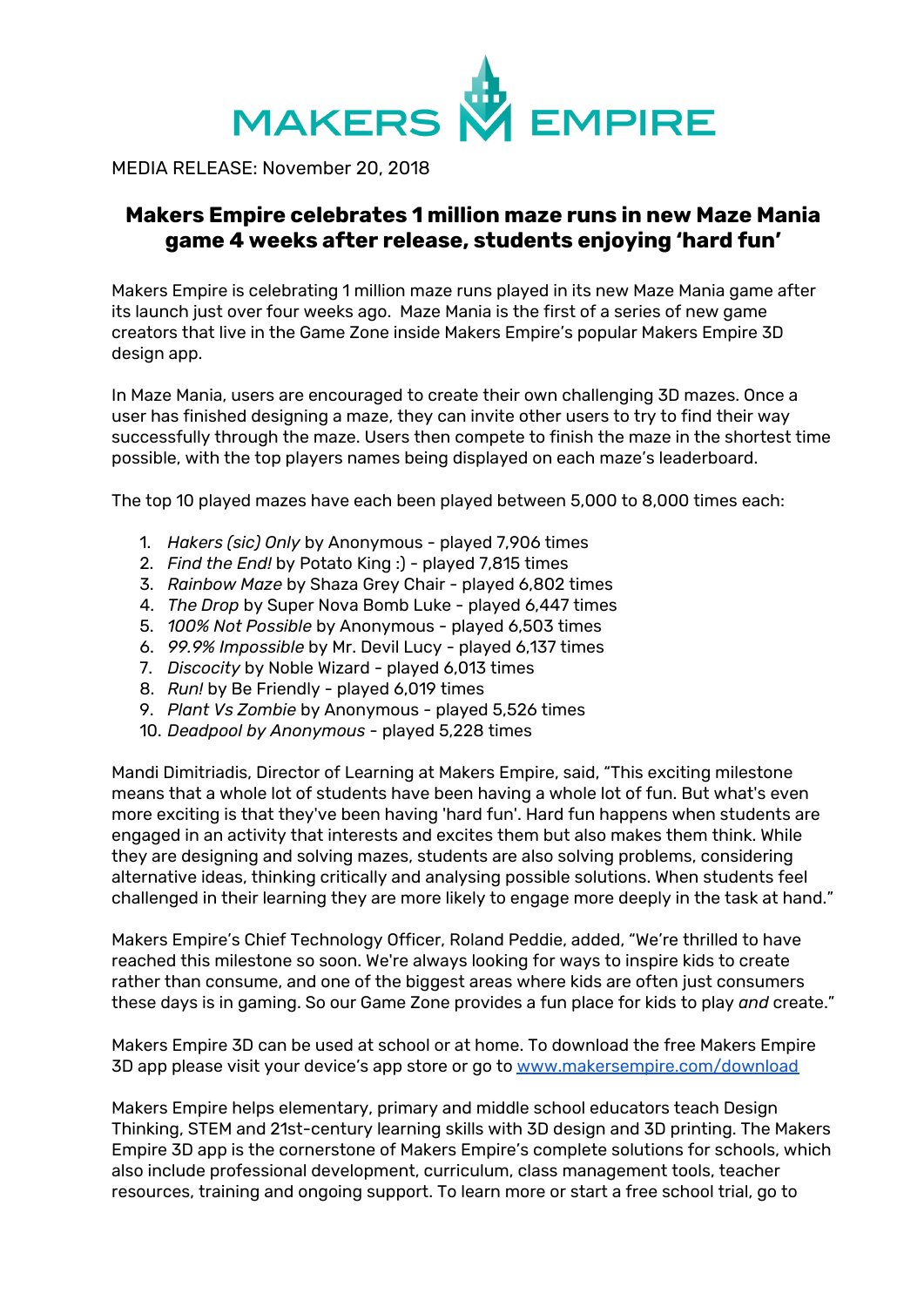MAKERS EMPIRE

MEDIA RELEASE: November 20, 2018

# Makers Empire celebrates 1 million maze runs in new Maze Mania game 4 weeks after release, students enjoying 'hard fun'

Makers Empire is celebrating 1 million maze runs played in its new Maze Mania game after its launch just over four weeks ago. Maze Mania is the first of a series of new game creators that live in the Game Zone inside Makers Empire's popular Makers Empire 3D design app.

In Maze Mania, users are encouraged to create their own challenging 3D mazes. Once a user has finished designing a maze, they can invite other users to try to find their way successfully through the maze. Users then compete to finish the maze in the shortest time possible, with the top players names being displayed on each maze's leaderboard.

The top 10 played mazes have each been played between 5,000 to 8,000 times each:

1. *Hakers (sic) Only* by Anonymous - played 7,906 times
2. *Find the End!* by Potato King :) - played 7,815 times
3. *Rainbow Maze* by Shaza Grey Chair - played 6,802 times
4. *The Drop* by Super Nova Bomb Luke - played 6,447 times
5. *100% Not Possible* by Anonymous - played 6,503 times
6. *99.9% Impossible* by Mr. Devil Lucy - played 6,137 times
7. *Discocity* by Noble Wizard - played 6,013 times
8. *Run!* by Be Friendly - played 6,019 times
9. *Plant Vs Zombie* by Anonymous - played 5,526 times
10. *Deadpool by Anonymous* - played 5,228 times

Mandi Dimitriadis, Director of Learning at Makers Empire, said, "This exciting milestone means that a whole lot of students have been having a whole lot of fun. But what's even more exciting is that they've been having 'hard fun'. Hard fun happens when students are engaged in an activity that interests and excites them but also makes them think. While they are designing and solving mazes, students are also solving problems, considering alternative ideas, thinking critically and analysing possible solutions. When students feel challenged in their learning they are more likely to engage more deeply in the task at hand."

Makers Empire's Chief Technology Officer, Roland Peddie, added, "We're thrilled to have reached this milestone so soon. We're always looking for ways to inspire kids to create rather than consume, and one of the biggest areas where kids are often just consumers these days is in gaming. So our Game Zone provides a fun place for kids to play *and* create."

Makers Empire 3D can be used at school or at home. To download the free Makers Empire 3D app please visit your device's app store or go to [www.makersempire.com/download](www.makersempire.com/download)

Makers Empire helps elementary, primary and middle school educators teach Design Thinking, STEM and 21st-century learning skills with 3D design and 3D printing. The Makers Empire 3D app is the cornerstone of Makers Empire's complete solutions for schools, which also include professional development, curriculum, class management tools, teacher resources, training and ongoing support. To learn more or start a free school trial, go to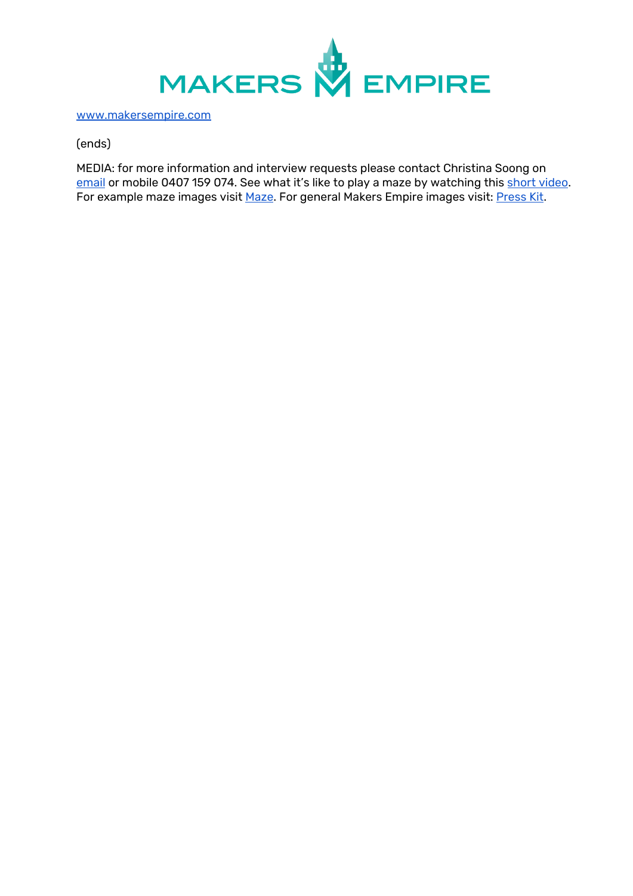MAKERS EMPIRE

www.makersempire.com

(ends)

MEDIA: for more information and interview requests please contact Christina Soong on email or mobile 0407 159 074. See what it's like to play a maze by watching this short video. For example maze images visit Maze. For general Makers Empire images visit: Press Kit.